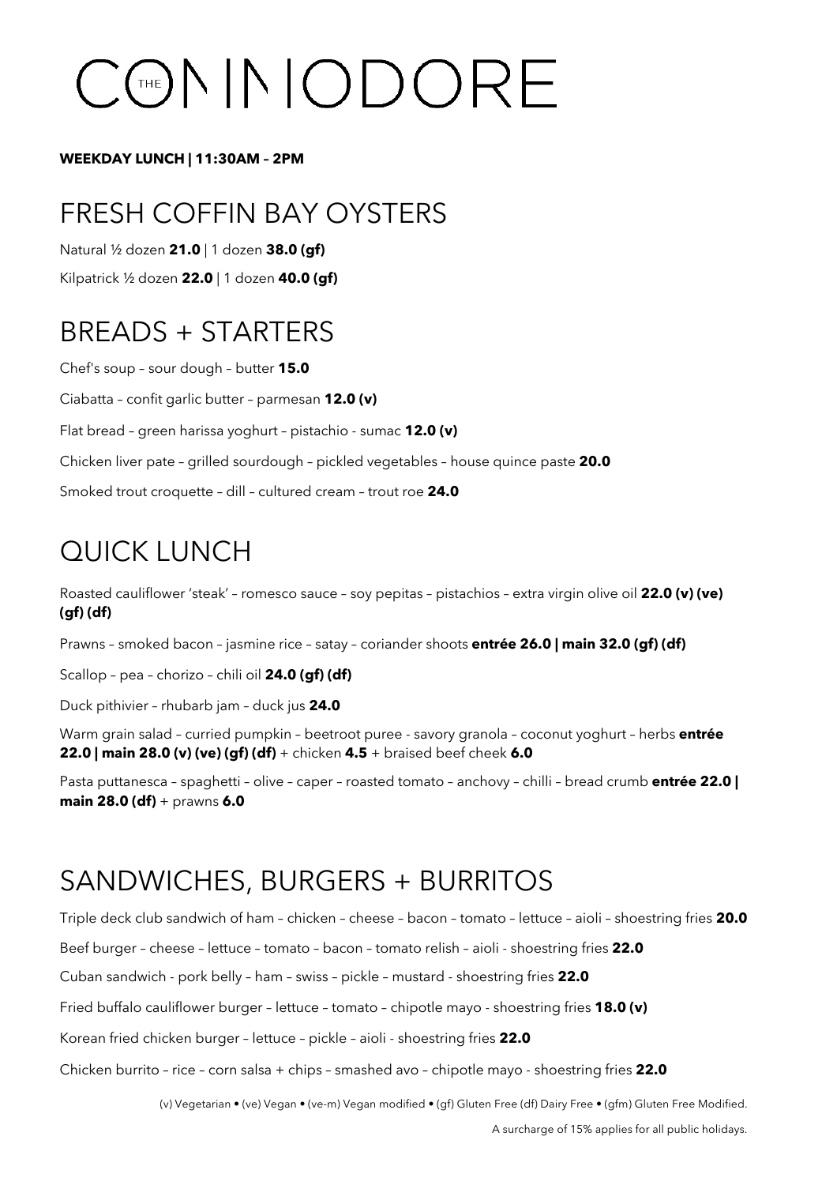# THE COMMODORE

**WEEKDAY LUNCH | 11:30AM – 2PM**

## FRESH COFFIN BAY OYSTERS

Natural ½ dozen **21.0** | 1 dozen **38.0 (gf)**

Kilpatrick ½ dozen **22.0** | 1 dozen **40.0 (gf)**

## BREADS + STARTERS

Chef's soup – sour dough – butter **15.0**

Ciabatta – confit garlic butter – parmesan **12.0 (v)**

Flat bread – green harissa yoghurt – pistachio - sumac **12.0 (v)**

Chicken liver pate – grilled sourdough – pickled vegetables – house quince paste **20.0**

Smoked trout croquette – dill – cultured cream – trout roe **24.0**

## QUICK LUNCH

Roasted cauliflower 'steak' – romesco sauce – soy pepitas – pistachios – extra virgin olive oil **22.0 (v) (ve) (gf) (df)**

Prawns – smoked bacon – jasmine rice – satay – coriander shoots **entrée 26.0 | main 32.0 (gf) (df)**

Scallop – pea – chorizo – chili oil **24.0 (gf) (df)**

Duck pithivier – rhubarb jam – duck jus **24.0**

Warm grain salad – curried pumpkin – beetroot puree - savory granola – coconut yoghurt – herbs **entrée 22.0 | main 28.0 (v) (ve) (gf) (df)** + chicken **4.5** + braised beef cheek **6.0**

Pasta puttanesca – spaghetti – olive – caper – roasted tomato – anchovy – chilli – bread crumb **entrée 22.0 | main 28.0 (df)** + prawns **6.0**

## SANDWICHES, BURGERS + BURRITOS

Triple deck club sandwich of ham – chicken – cheese – bacon – tomato – lettuce – aioli – shoestring fries **20.0**

Beef burger – cheese – lettuce – tomato – bacon – tomato relish – aioli - shoestring fries **22.0**

Cuban sandwich - pork belly – ham – swiss – pickle – mustard - shoestring fries **22.0**

Fried buffalo cauliflower burger – lettuce – tomato – chipotle mayo - shoestring fries **18.0 (v)**

Korean fried chicken burger – lettuce – pickle – aioli - shoestring fries **22.0**

Chicken burrito – rice – corn salsa + chips – smashed avo – chipotle mayo - shoestring fries **22.0**

(v) Vegetarian • (ve) Vegan • (ve-m) Vegan modified • (gf) Gluten Free (df) Dairy Free • (gfm) Gluten Free Modified.

A surcharge of 15% applies for all public holidays.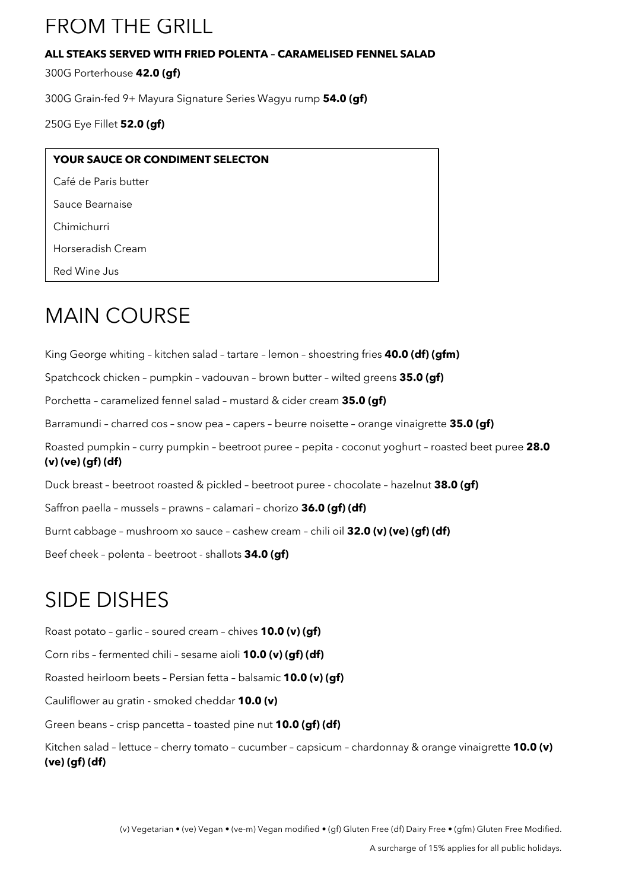# FROM THE GRILL

**ALL STEAKS SERVED WITH FRIED POLENTA – CARAMELISED FENNEL SALAD**

300G Porterhouse **42.0 (gf)**

300G Grain-fed 9+ Mayura Signature Series Wagyu rump **54.0 (gf)**

250G Eye Fillet **52.0 (gf)**

| YOUR SAUCE OR CONDIMENT SELECTON |
|---|
| Café de Paris butter |
| Sauce Bearnaise |
| Chimichurri |
| Horseradish Cream |
| Red Wine Jus |

# MAIN COURSE

King George whiting – kitchen salad – tartare – lemon – shoestring fries **40.0 (df) (gfm)**

Spatchcock chicken – pumpkin – vadouvan – brown butter – wilted greens **35.0 (gf)**

Porchetta – caramelized fennel salad – mustard & cider cream **35.0 (gf)**

Barramundi – charred cos – snow pea – capers – beurre noisette – orange vinaigrette **35.0 (gf)**

Roasted pumpkin – curry pumpkin – beetroot puree – pepita - coconut yoghurt – roasted beet puree **28.0 (v) (ve) (gf) (df)**

Duck breast – beetroot roasted & pickled – beetroot puree - chocolate – hazelnut **38.0 (gf)**

Saffron paella – mussels – prawns – calamari – chorizo **36.0 (gf) (df)**

Burnt cabbage – mushroom xo sauce – cashew cream – chili oil **32.0 (v) (ve) (gf) (df)**

Beef cheek – polenta – beetroot - shallots **34.0 (gf)**

# SIDE DISHES

Roast potato – garlic – soured cream – chives **10.0 (v) (gf)**

Corn ribs – fermented chili – sesame aioli **10.0 (v) (gf) (df)**

Roasted heirloom beets – Persian fetta – balsamic **10.0 (v) (gf)**

Cauliflower au gratin - smoked cheddar **10.0 (v)**

Green beans – crisp pancetta – toasted pine nut **10.0 (gf) (df)**

Kitchen salad – lettuce – cherry tomato – cucumber – capsicum – chardonnay & orange vinaigrette **10.0 (v) (ve) (gf) (df)**

(v) Vegetarian • (ve) Vegan • (ve-m) Vegan modified • (gf) Gluten Free (df) Dairy Free • (gfm) Gluten Free Modified.

A surcharge of 15% applies for all public holidays.